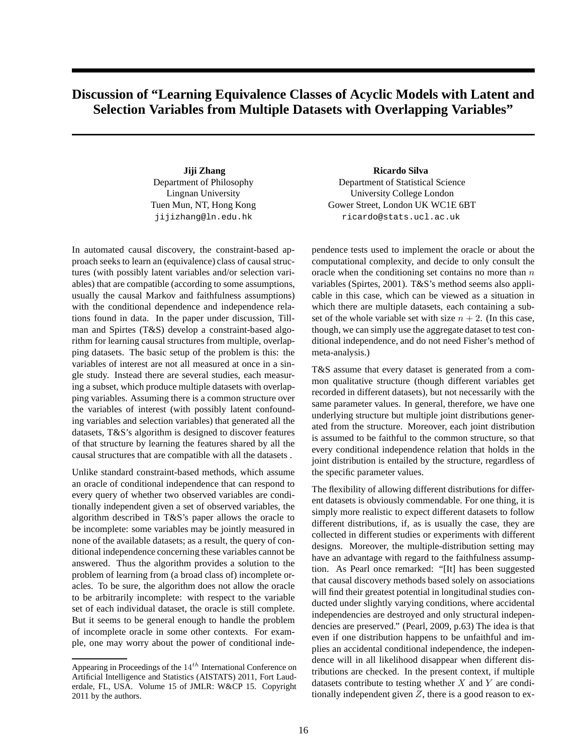# Discussion of "Learning Equivalence Classes of Acyclic Models with Latent and Selection Variables from Multiple Datasets with Overlapping Variables"

**Jiji Zhang**
Department of Philosophy
Lingnan University
Tuen Mun, NT, Hong Kong
jijizhang@ln.edu.hk

**Ricardo Silva**
Department of Statistical Science
University College London
Gower Street, London UK WC1E 6BT
ricardo@stats.ucl.ac.uk

In automated causal discovery, the constraint-based approach seeks to learn an (equivalence) class of causal structures (with possibly latent variables and/or selection variables) that are compatible (according to some assumptions, usually the causal Markov and faithfulness assumptions) with the conditional dependence and independence relations found in data. In the paper under discussion, Tillman and Spirtes (T&S) develop a constraint-based algorithm for learning causal structures from multiple, overlapping datasets. The basic setup of the problem is this: the variables of interest are not all measured at once in a single study. Instead there are several studies, each measuring a subset, which produce multiple datasets with overlapping variables. Assuming there is a common structure over the variables of interest (with possibly latent confounding variables and selection variables) that generated all the datasets, T&S's algorithm is designed to discover features of that structure by learning the features shared by all the causal structures that are compatible with all the datasets .

Unlike standard constraint-based methods, which assume an oracle of conditional independence that can respond to every query of whether two observed variables are conditionally independent given a set of observed variables, the algorithm described in T&S's paper allows the oracle to be incomplete: some variables may be jointly measured in none of the available datasets; as a result, the query of conditional independence concerning these variables cannot be answered. Thus the algorithm provides a solution to the problem of learning from (a broad class of) incomplete oracles. To be sure, the algorithm does not allow the oracle to be arbitrarily incomplete: with respect to the variable set of each individual dataset, the oracle is still complete. But it seems to be general enough to handle the problem of incomplete oracle in some other contexts. For example, one may worry about the power of conditional independence tests used to implement the oracle or about the computational complexity, and decide to only consult the oracle when the conditioning set contains no more than $n$ variables (Spirtes, 2001). T&S's method seems also applicable in this case, which can be viewed as a situation in which there are multiple datasets, each containing a subset of the whole variable set with size $n + 2$. (In this case, though, we can simply use the aggregate dataset to test conditional independence, and do not need Fisher's method of meta-analysis.)

T&S assume that every dataset is generated from a common qualitative structure (though different variables get recorded in different datasets), but not necessarily with the same parameter values. In general, therefore, we have one underlying structure but multiple joint distributions generated from the structure. Moreover, each joint distribution is assumed to be faithful to the common structure, so that every conditional independence relation that holds in the joint distribution is entailed by the structure, regardless of the specific parameter values.

The flexibility of allowing different distributions for different datasets is obviously commendable. For one thing, it is simply more realistic to expect different datasets to follow different distributions, if, as is usually the case, they are collected in different studies or experiments with different designs. Moreover, the multiple-distribution setting may have an advantage with regard to the faithfulness assumption. As Pearl once remarked: "[It] has been suggested that causal discovery methods based solely on associations will find their greatest potential in longitudinal studies conducted under slightly varying conditions, where accidental independencies are destroyed and only structural independencies are preserved." (Pearl, 2009, p.63) The idea is that even if one distribution happens to be unfaithful and implies an accidental conditional independence, the independence will in all likelihood disappear when different distributions are checked. In the present context, if multiple datasets contribute to testing whether $X$ and $Y$ are conditionally independent given $Z$, there is a good reason to ex-

Appearing in Proceedings of the $14^{th}$ International Conference on Artificial Intelligence and Statistics (AISTATS) 2011, Fort Lauderdale, FL, USA. Volume 15 of JMLR: W&CP 15. Copyright 2011 by the authors.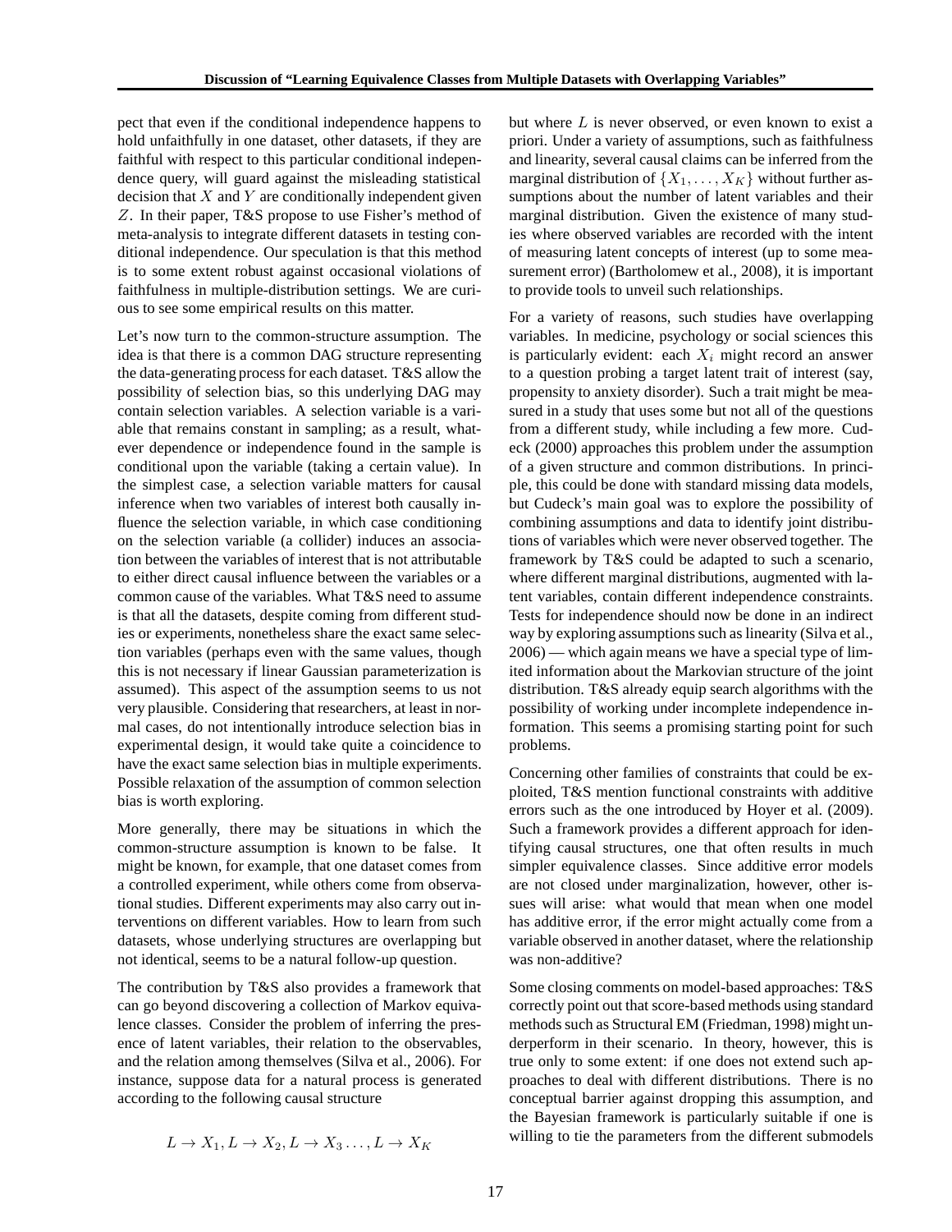pect that even if the conditional independence happens to hold unfaithfully in one dataset, other datasets, if they are faithful with respect to this particular conditional independence query, will guard against the misleading statistical decision that $X$ and $Y$ are conditionally independent given $Z$. In their paper, T&S propose to use Fisher's method of meta-analysis to integrate different datasets in testing conditional independence. Our speculation is that this method is to some extent robust against occasional violations of faithfulness in multiple-distribution settings. We are curious to see some empirical results on this matter.

Let's now turn to the common-structure assumption. The idea is that there is a common DAG structure representing the data-generating process for each dataset. T&S allow the possibility of selection bias, so this underlying DAG may contain selection variables. A selection variable is a variable that remains constant in sampling; as a result, whatever dependence or independence found in the sample is conditional upon the variable (taking a certain value). In the simplest case, a selection variable matters for causal inference when two variables of interest both causally influence the selection variable, in which case conditioning on the selection variable (a collider) induces an association between the variables of interest that is not attributable to either direct causal influence between the variables or a common cause of the variables. What T&S need to assume is that all the datasets, despite coming from different studies or experiments, nonetheless share the exact same selection variables (perhaps even with the same values, though this is not necessary if linear Gaussian parameterization is assumed). This aspect of the assumption seems to us not very plausible. Considering that researchers, at least in normal cases, do not intentionally introduce selection bias in experimental design, it would take quite a coincidence to have the exact same selection bias in multiple experiments. Possible relaxation of the assumption of common selection bias is worth exploring.

More generally, there may be situations in which the common-structure assumption is known to be false. It might be known, for example, that one dataset comes from a controlled experiment, while others come from observational studies. Different experiments may also carry out interventions on different variables. How to learn from such datasets, whose underlying structures are overlapping but not identical, seems to be a natural follow-up question.

The contribution by T&S also provides a framework that can go beyond discovering a collection of Markov equivalence classes. Consider the problem of inferring the presence of latent variables, their relation to the observables, and the relation among themselves (Silva et al., 2006). For instance, suppose data for a natural process is generated according to the following causal structure

$$L \rightarrow X_1, L \rightarrow X_2, L \rightarrow X_3 \ldots, L \rightarrow X_K$$

but where $L$ is never observed, or even known to exist a priori. Under a variety of assumptions, such as faithfulness and linearity, several causal claims can be inferred from the marginal distribution of $\{X_1, \ldots, X_K\}$ without further assumptions about the number of latent variables and their marginal distribution. Given the existence of many studies where observed variables are recorded with the intent of measuring latent concepts of interest (up to some measurement error) (Bartholomew et al., 2008), it is important to provide tools to unveil such relationships.

For a variety of reasons, such studies have overlapping variables. In medicine, psychology or social sciences this is particularly evident: each $X_i$ might record an answer to a question probing a target latent trait of interest (say, propensity to anxiety disorder). Such a trait might be measured in a study that uses some but not all of the questions from a different study, while including a few more. Cudeck (2000) approaches this problem under the assumption of a given structure and common distributions. In principle, this could be done with standard missing data models, but Cudeck's main goal was to explore the possibility of combining assumptions and data to identify joint distributions of variables which were never observed together. The framework by T&S could be adapted to such a scenario, where different marginal distributions, augmented with latent variables, contain different independence constraints. Tests for independence should now be done in an indirect way by exploring assumptions such as linearity (Silva et al., 2006) — which again means we have a special type of limited information about the Markovian structure of the joint distribution. T&S already equip search algorithms with the possibility of working under incomplete independence information. This seems a promising starting point for such problems.

Concerning other families of constraints that could be exploited, T&S mention functional constraints with additive errors such as the one introduced by Hoyer et al. (2009). Such a framework provides a different approach for identifying causal structures, one that often results in much simpler equivalence classes. Since additive error models are not closed under marginalization, however, other issues will arise: what would that mean when one model has additive error, if the error might actually come from a variable observed in another dataset, where the relationship was non-additive?

Some closing comments on model-based approaches: T&S correctly point out that score-based methods using standard methods such as Structural EM (Friedman, 1998) might underperform in their scenario. In theory, however, this is true only to some extent: if one does not extend such approaches to deal with different distributions. There is no conceptual barrier against dropping this assumption, and the Bayesian framework is particularly suitable if one is willing to tie the parameters from the different submodels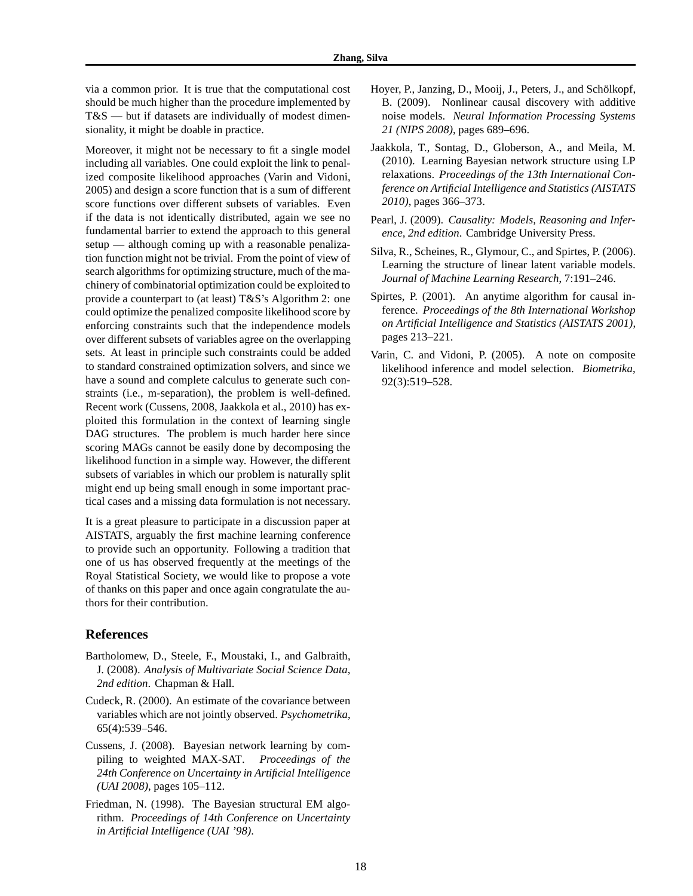via a common prior. It is true that the computational cost should be much higher than the procedure implemented by T&S — but if datasets are individually of modest dimensionality, it might be doable in practice.

Moreover, it might not be necessary to fit a single model including all variables. One could exploit the link to penalized composite likelihood approaches (Varin and Vidoni, 2005) and design a score function that is a sum of different score functions over different subsets of variables. Even if the data is not identically distributed, again we see no fundamental barrier to extend the approach to this general setup — although coming up with a reasonable penalization function might not be trivial. From the point of view of search algorithms for optimizing structure, much of the machinery of combinatorial optimization could be exploited to provide a counterpart to (at least) T&S's Algorithm 2: one could optimize the penalized composite likelihood score by enforcing constraints such that the independence models over different subsets of variables agree on the overlapping sets. At least in principle such constraints could be added to standard constrained optimization solvers, and since we have a sound and complete calculus to generate such constraints (i.e., m-separation), the problem is well-defined. Recent work (Cussens, 2008, Jaakkola et al., 2010) has exploited this formulation in the context of learning single DAG structures. The problem is much harder here since scoring MAGs cannot be easily done by decomposing the likelihood function in a simple way. However, the different subsets of variables in which our problem is naturally split might end up being small enough in some important practical cases and a missing data formulation is not necessary.

It is a great pleasure to participate in a discussion paper at AISTATS, arguably the first machine learning conference to provide such an opportunity. Following a tradition that one of us has observed frequently at the meetings of the Royal Statistical Society, we would like to propose a vote of thanks on this paper and once again congratulate the authors for their contribution.

## References

Bartholomew, D., Steele, F., Moustaki, I., and Galbraith, J. (2008). *Analysis of Multivariate Social Science Data, 2nd edition*. Chapman & Hall.

Cudeck, R. (2000). An estimate of the covariance between variables which are not jointly observed. *Psychometrika*, 65(4):539–546.

Cussens, J. (2008). Bayesian network learning by compiling to weighted MAX-SAT. *Proceedings of the 24th Conference on Uncertainty in Artificial Intelligence (UAI 2008)*, pages 105–112.

Friedman, N. (1998). The Bayesian structural EM algorithm. *Proceedings of 14th Conference on Uncertainty in Artificial Intelligence (UAI '98)*.

Hoyer, P., Janzing, D., Mooij, J., Peters, J., and Schölkopf, B. (2009). Nonlinear causal discovery with additive noise models. *Neural Information Processing Systems 21 (NIPS 2008)*, pages 689–696.

Jaakkola, T., Sontag, D., Globerson, A., and Meila, M. (2010). Learning Bayesian network structure using LP relaxations. *Proceedings of the 13th International Conference on Artificial Intelligence and Statistics (AISTATS 2010)*, pages 366–373.

Pearl, J. (2009). *Causality: Models, Reasoning and Inference, 2nd edition*. Cambridge University Press.

Silva, R., Scheines, R., Glymour, C., and Spirtes, P. (2006). Learning the structure of linear latent variable models. *Journal of Machine Learning Research*, 7:191–246.

Spirtes, P. (2001). An anytime algorithm for causal inference. *Proceedings of the 8th International Workshop on Artificial Intelligence and Statistics (AISTATS 2001)*, pages 213–221.

Varin, C. and Vidoni, P. (2005). A note on composite likelihood inference and model selection. *Biometrika*, 92(3):519–528.